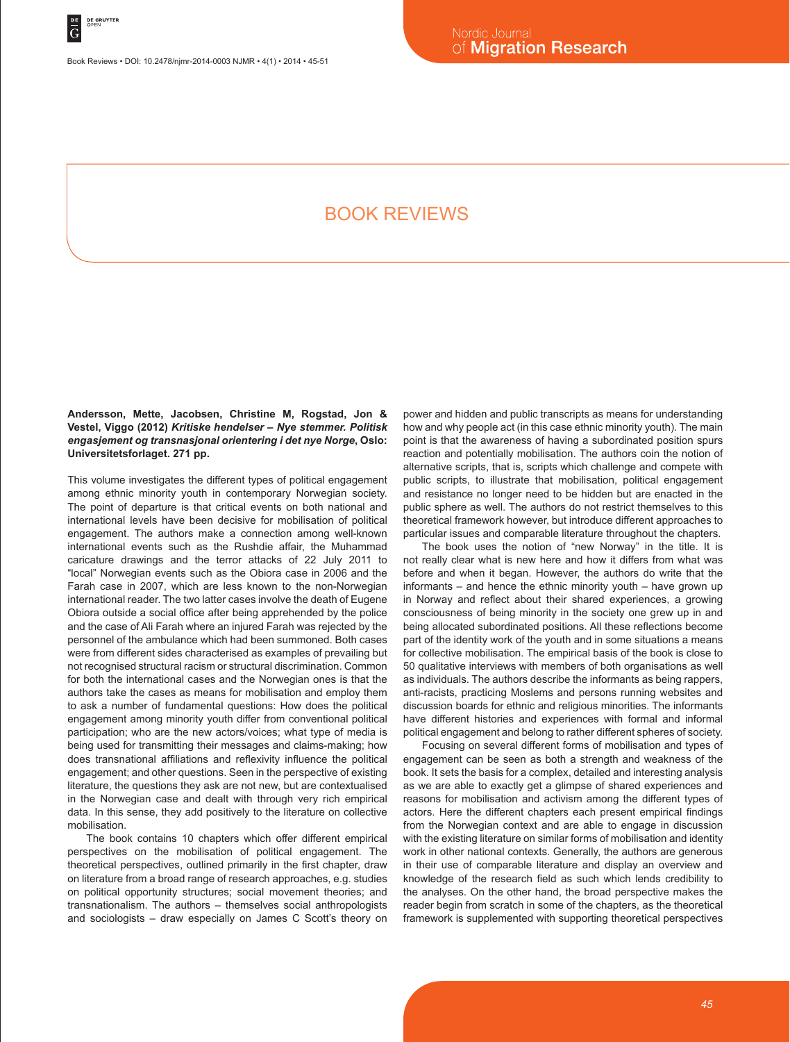# BOOK REVIEWS

**Andersson, Mette, Jacobsen, Christine M, Rogstad, Jon & Vestel, Viggo (2012)** ***Kritiske hendelser – Nye stemmer. Politisk engasjement og transnasjonal orientering i det nye Norge*****, Oslo: Universitetsforlaget. 271 pp.**

This volume investigates the different types of political engagement among ethnic minority youth in contemporary Norwegian society. The point of departure is that critical events on both national and international levels have been decisive for mobilisation of political engagement. The authors make a connection among well-known international events such as the Rushdie affair, the Muhammad caricature drawings and the terror attacks of 22 July 2011 to "local" Norwegian events such as the Obiora case in 2006 and the Farah case in 2007, which are less known to the non-Norwegian international reader. The two latter cases involve the death of Eugene Obiora outside a social office after being apprehended by the police and the case of Ali Farah where an injured Farah was rejected by the personnel of the ambulance which had been summoned. Both cases were from different sides characterised as examples of prevailing but not recognised structural racism or structural discrimination. Common for both the international cases and the Norwegian ones is that the authors take the cases as means for mobilisation and employ them to ask a number of fundamental questions: How does the political engagement among minority youth differ from conventional political participation; who are the new actors/voices; what type of media is being used for transmitting their messages and claims-making; how does transnational affiliations and reflexivity influence the political engagement; and other questions. Seen in the perspective of existing literature, the questions they ask are not new, but are contextualised in the Norwegian case and dealt with through very rich empirical data. In this sense, they add positively to the literature on collective mobilisation.

The book contains 10 chapters which offer different empirical perspectives on the mobilisation of political engagement. The theoretical perspectives, outlined primarily in the first chapter, draw on literature from a broad range of research approaches, e.g. studies on political opportunity structures; social movement theories; and transnationalism. The authors – themselves social anthropologists and sociologists – draw especially on James C Scott's theory on power and hidden and public transcripts as means for understanding how and why people act (in this case ethnic minority youth). The main point is that the awareness of having a subordinated position spurs reaction and potentially mobilisation. The authors coin the notion of alternative scripts, that is, scripts which challenge and compete with public scripts, to illustrate that mobilisation, political engagement and resistance no longer need to be hidden but are enacted in the public sphere as well. The authors do not restrict themselves to this theoretical framework however, but introduce different approaches to particular issues and comparable literature throughout the chapters.

The book uses the notion of "new Norway" in the title. It is not really clear what is new here and how it differs from what was before and when it began. However, the authors do write that the informants – and hence the ethnic minority youth – have grown up in Norway and reflect about their shared experiences, a growing consciousness of being minority in the society one grew up in and being allocated subordinated positions. All these reflections become part of the identity work of the youth and in some situations a means for collective mobilisation. The empirical basis of the book is close to 50 qualitative interviews with members of both organisations as well as individuals. The authors describe the informants as being rappers, anti-racists, practicing Moslems and persons running websites and discussion boards for ethnic and religious minorities. The informants have different histories and experiences with formal and informal political engagement and belong to rather different spheres of society.

Focusing on several different forms of mobilisation and types of engagement can be seen as both a strength and weakness of the book. It sets the basis for a complex, detailed and interesting analysis as we are able to exactly get a glimpse of shared experiences and reasons for mobilisation and activism among the different types of actors. Here the different chapters each present empirical findings from the Norwegian context and are able to engage in discussion with the existing literature on similar forms of mobilisation and identity work in other national contexts. Generally, the authors are generous in their use of comparable literature and display an overview and knowledge of the research field as such which lends credibility to the analyses. On the other hand, the broad perspective makes the reader begin from scratch in some of the chapters, as the theoretical framework is supplemented with supporting theoretical perspectives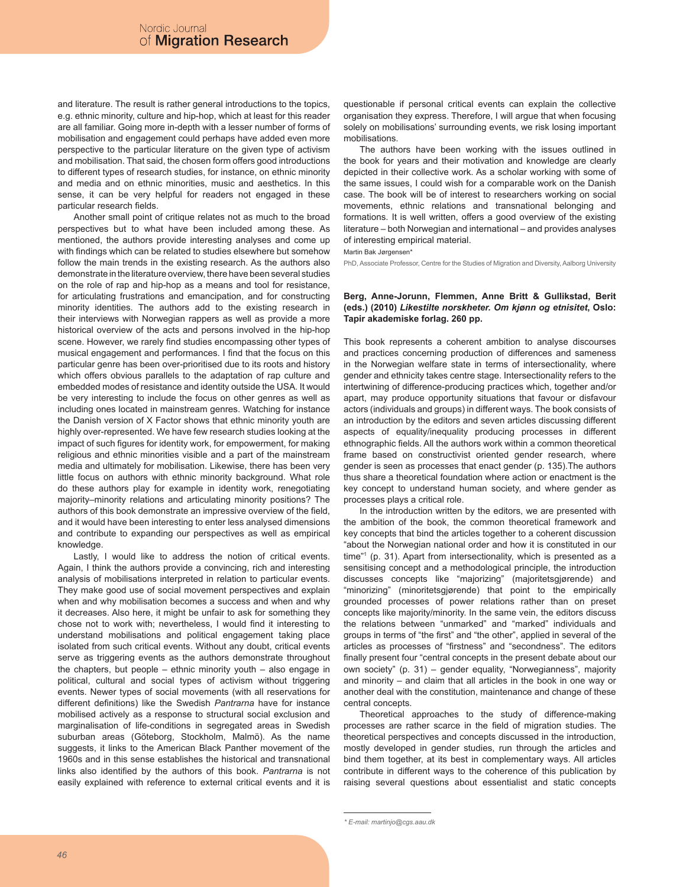and literature. The result is rather general introductions to the topics, e.g. ethnic minority, culture and hip-hop, which at least for this reader are all familiar. Going more in-depth with a lesser number of forms of mobilisation and engagement could perhaps have added even more perspective to the particular literature on the given type of activism and mobilisation. That said, the chosen form offers good introductions to different types of research studies, for instance, on ethnic minority and media and on ethnic minorities, music and aesthetics. In this sense, it can be very helpful for readers not engaged in these particular research fields.

Another small point of critique relates not as much to the broad perspectives but to what have been included among these. As mentioned, the authors provide interesting analyses and come up with findings which can be related to studies elsewhere but somehow follow the main trends in the existing research. As the authors also demonstrate in the literature overview, there have been several studies on the role of rap and hip-hop as a means and tool for resistance, for articulating frustrations and emancipation, and for constructing minority identities. The authors add to the existing research in their interviews with Norwegian rappers as well as provide a more historical overview of the acts and persons involved in the hip-hop scene. However, we rarely find studies encompassing other types of musical engagement and performances. I find that the focus on this particular genre has been over-prioritised due to its roots and history which offers obvious parallels to the adaptation of rap culture and embedded modes of resistance and identity outside the USA. It would be very interesting to include the focus on other genres as well as including ones located in mainstream genres. Watching for instance the Danish version of X Factor shows that ethnic minority youth are highly over-represented. We have few research studies looking at the impact of such figures for identity work, for empowerment, for making religious and ethnic minorities visible and a part of the mainstream media and ultimately for mobilisation. Likewise, there has been very little focus on authors with ethnic minority background. What role do these authors play for example in identity work, renegotiating majority–minority relations and articulating minority positions? The authors of this book demonstrate an impressive overview of the field, and it would have been interesting to enter less analysed dimensions and contribute to expanding our perspectives as well as empirical knowledge.

Lastly, I would like to address the notion of critical events. Again, I think the authors provide a convincing, rich and interesting analysis of mobilisations interpreted in relation to particular events. They make good use of social movement perspectives and explain when and why mobilisation becomes a success and when and why it decreases. Also here, it might be unfair to ask for something they chose not to work with; nevertheless, I would find it interesting to understand mobilisations and political engagement taking place isolated from such critical events. Without any doubt, critical events serve as triggering events as the authors demonstrate throughout the chapters, but people – ethnic minority youth – also engage in political, cultural and social types of activism without triggering events. Newer types of social movements (with all reservations for different definitions) like the Swedish *Pantrarna* have for instance mobilised actively as a response to structural social exclusion and marginalisation of life-conditions in segregated areas in Swedish suburban areas (Göteborg, Stockholm, Malmö). As the name suggests, it links to the American Black Panther movement of the 1960s and in this sense establishes the historical and transnational links also identified by the authors of this book. *Pantrarna* is not easily explained with reference to external critical events and it is questionable if personal critical events can explain the collective organisation they express. Therefore, I will argue that when focusing solely on mobilisations' surrounding events, we risk losing important mobilisations.

The authors have been working with the issues outlined in the book for years and their motivation and knowledge are clearly depicted in their collective work. As a scholar working with some of the same issues, I could wish for a comparable work on the Danish case. The book will be of interest to researchers working on social movements, ethnic relations and transnational belonging and formations. It is well written, offers a good overview of the existing literature – both Norwegian and international – and provides analyses of interesting empirical material.

Martin Bak Jørgensen*

PhD, Associate Professor, Centre for the Studies of Migration and Diversity, Aalborg University

**Berg, Anne-Jorunn, Flemmen, Anne Britt & Gullikstad, Berit (eds.) (2010) *Likestilte norskheter. Om kjønn og etnisitet*, Oslo: Tapir akademiske forlag. 260 pp.**

This book represents a coherent ambition to analyse discourses and practices concerning production of differences and sameness in the Norwegian welfare state in terms of intersectionality, where gender and ethnicity takes centre stage. Intersectionality refers to the intertwining of difference-producing practices which, together and/or apart, may produce opportunity situations that favour or disfavour actors (individuals and groups) in different ways. The book consists of an introduction by the editors and seven articles discussing different aspects of equality/inequality producing processes in different ethnographic fields. All the authors work within a common theoretical frame based on constructivist oriented gender research, where gender is seen as processes that enact gender (p. 135).The authors thus share a theoretical foundation where action or enactment is the key concept to understand human society, and where gender as processes plays a critical role.

In the introduction written by the editors, we are presented with the ambition of the book, the common theoretical framework and key concepts that bind the articles together to a coherent discussion "about the Norwegian national order and how it is constituted in our time"[1] (p. 31). Apart from intersectionality, which is presented as a sensitising concept and a methodological principle, the introduction discusses concepts like "majorizing" (majoritetsgjørende) and "minorizing" (minoritetsgjørende) that point to the empirically grounded processes of power relations rather than on preset concepts like majority/minority. In the same vein, the editors discuss the relations between "unmarked" and "marked" individuals and groups in terms of "the first" and "the other", applied in several of the articles as processes of "firstness" and "secondness". The editors finally present four "central concepts in the present debate about our own society" (p. 31) – gender equality, "Norwegianness", majority and minority – and claim that all articles in the book in one way or another deal with the constitution, maintenance and change of these central concepts.

Theoretical approaches to the study of difference-making processes are rather scarce in the field of migration studies. The theoretical perspectives and concepts discussed in the introduction, mostly developed in gender studies, run through the articles and bind them together, at its best in complementary ways. All articles contribute in different ways to the coherence of this publication by raising several questions about essentialist and static concepts

\* E-mail: martinjo@cgs.aau.dk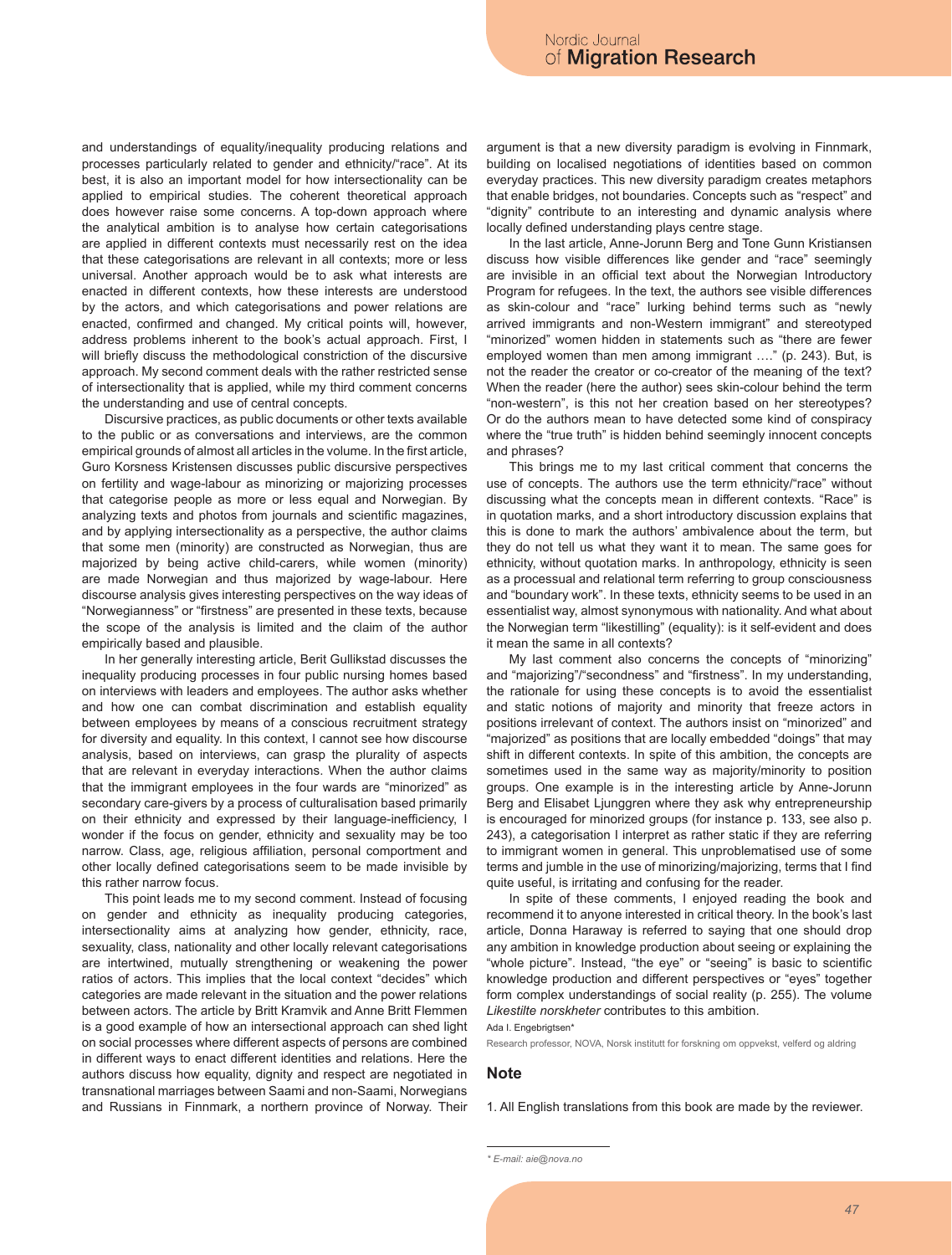and understandings of equality/inequality producing relations and processes particularly related to gender and ethnicity/"race". At its best, it is also an important model for how intersectionality can be applied to empirical studies. The coherent theoretical approach does however raise some concerns. A top-down approach where the analytical ambition is to analyse how certain categorisations are applied in different contexts must necessarily rest on the idea that these categorisations are relevant in all contexts; more or less universal. Another approach would be to ask what interests are enacted in different contexts, how these interests are understood by the actors, and which categorisations and power relations are enacted, confirmed and changed. My critical points will, however, address problems inherent to the book's actual approach. First, I will briefly discuss the methodological constriction of the discursive approach. My second comment deals with the rather restricted sense of intersectionality that is applied, while my third comment concerns the understanding and use of central concepts.

Discursive practices, as public documents or other texts available to the public or as conversations and interviews, are the common empirical grounds of almost all articles in the volume. In the first article, Guro Korsness Kristensen discusses public discursive perspectives on fertility and wage-labour as minorizing or majorizing processes that categorise people as more or less equal and Norwegian. By analyzing texts and photos from journals and scientific magazines, and by applying intersectionality as a perspective, the author claims that some men (minority) are constructed as Norwegian, thus are majorized by being active child-carers, while women (minority) are made Norwegian and thus majorized by wage-labour. Here discourse analysis gives interesting perspectives on the way ideas of "Norwegianness" or "firstness" are presented in these texts, because the scope of the analysis is limited and the claim of the author empirically based and plausible.

In her generally interesting article, Berit Gullikstad discusses the inequality producing processes in four public nursing homes based on interviews with leaders and employees. The author asks whether and how one can combat discrimination and establish equality between employees by means of a conscious recruitment strategy for diversity and equality. In this context, I cannot see how discourse analysis, based on interviews, can grasp the plurality of aspects that are relevant in everyday interactions. When the author claims that the immigrant employees in the four wards are "minorized" as secondary care-givers by a process of culturalisation based primarily on their ethnicity and expressed by their language-inefficiency, I wonder if the focus on gender, ethnicity and sexuality may be too narrow. Class, age, religious affiliation, personal comportment and other locally defined categorisations seem to be made invisible by this rather narrow focus.

This point leads me to my second comment. Instead of focusing on gender and ethnicity as inequality producing categories, intersectionality aims at analyzing how gender, ethnicity, race, sexuality, class, nationality and other locally relevant categorisations are intertwined, mutually strengthening or weakening the power ratios of actors. This implies that the local context "decides" which categories are made relevant in the situation and the power relations between actors. The article by Britt Kramvik and Anne Britt Flemmen is a good example of how an intersectional approach can shed light on social processes where different aspects of persons are combined in different ways to enact different identities and relations. Here the authors discuss how equality, dignity and respect are negotiated in transnational marriages between Saami and non-Saami, Norwegians and Russians in Finnmark, a northern province of Norway. Their argument is that a new diversity paradigm is evolving in Finnmark, building on localised negotiations of identities based on common everyday practices. This new diversity paradigm creates metaphors that enable bridges, not boundaries. Concepts such as "respect" and "dignity" contribute to an interesting and dynamic analysis where locally defined understanding plays centre stage.

In the last article, Anne-Jorunn Berg and Tone Gunn Kristiansen discuss how visible differences like gender and "race" seemingly are invisible in an official text about the Norwegian Introductory Program for refugees. In the text, the authors see visible differences as skin-colour and "race" lurking behind terms such as "newly arrived immigrants and non-Western immigrant" and stereotyped "minorized" women hidden in statements such as "there are fewer employed women than men among immigrant …." (p. 243). But, is not the reader the creator or co-creator of the meaning of the text? When the reader (here the author) sees skin-colour behind the term "non-western", is this not her creation based on her stereotypes? Or do the authors mean to have detected some kind of conspiracy where the "true truth" is hidden behind seemingly innocent concepts and phrases?

This brings me to my last critical comment that concerns the use of concepts. The authors use the term ethnicity/"race" without discussing what the concepts mean in different contexts. "Race" is in quotation marks, and a short introductory discussion explains that this is done to mark the authors' ambivalence about the term, but they do not tell us what they want it to mean. The same goes for ethnicity, without quotation marks. In anthropology, ethnicity is seen as a processual and relational term referring to group consciousness and "boundary work". In these texts, ethnicity seems to be used in an essentialist way, almost synonymous with nationality. And what about the Norwegian term "likestilling" (equality): is it self-evident and does it mean the same in all contexts?

My last comment also concerns the concepts of "minorizing" and "majorizing"/"secondness" and "firstness". In my understanding, the rationale for using these concepts is to avoid the essentialist and static notions of majority and minority that freeze actors in positions irrelevant of context. The authors insist on "minorized" and "majorized" as positions that are locally embedded "doings" that may shift in different contexts. In spite of this ambition, the concepts are sometimes used in the same way as majority/minority to position groups. One example is in the interesting article by Anne-Jorunn Berg and Elisabet Ljunggren where they ask why entrepreneurship is encouraged for minorized groups (for instance p. 133, see also p. 243), a categorisation I interpret as rather static if they are referring to immigrant women in general. This unproblematised use of some terms and jumble in the use of minorizing/majorizing, terms that I find quite useful, is irritating and confusing for the reader.

In spite of these comments, I enjoyed reading the book and recommend it to anyone interested in critical theory. In the book's last article, Donna Haraway is referred to saying that one should drop any ambition in knowledge production about seeing or explaining the "whole picture". Instead, "the eye" or "seeing" is basic to scientific knowledge production and different perspectives or "eyes" together form complex understandings of social reality (p. 255). The volume *Likestilte norskheter* contributes to this ambition.

Ada I. Engebrigtsen*

Research professor, NOVA, Norsk institutt for forskning om oppvekst, velferd og aldring

## Note

1. All English translations from this book are made by the reviewer.

\* E-mail: aie@nova.no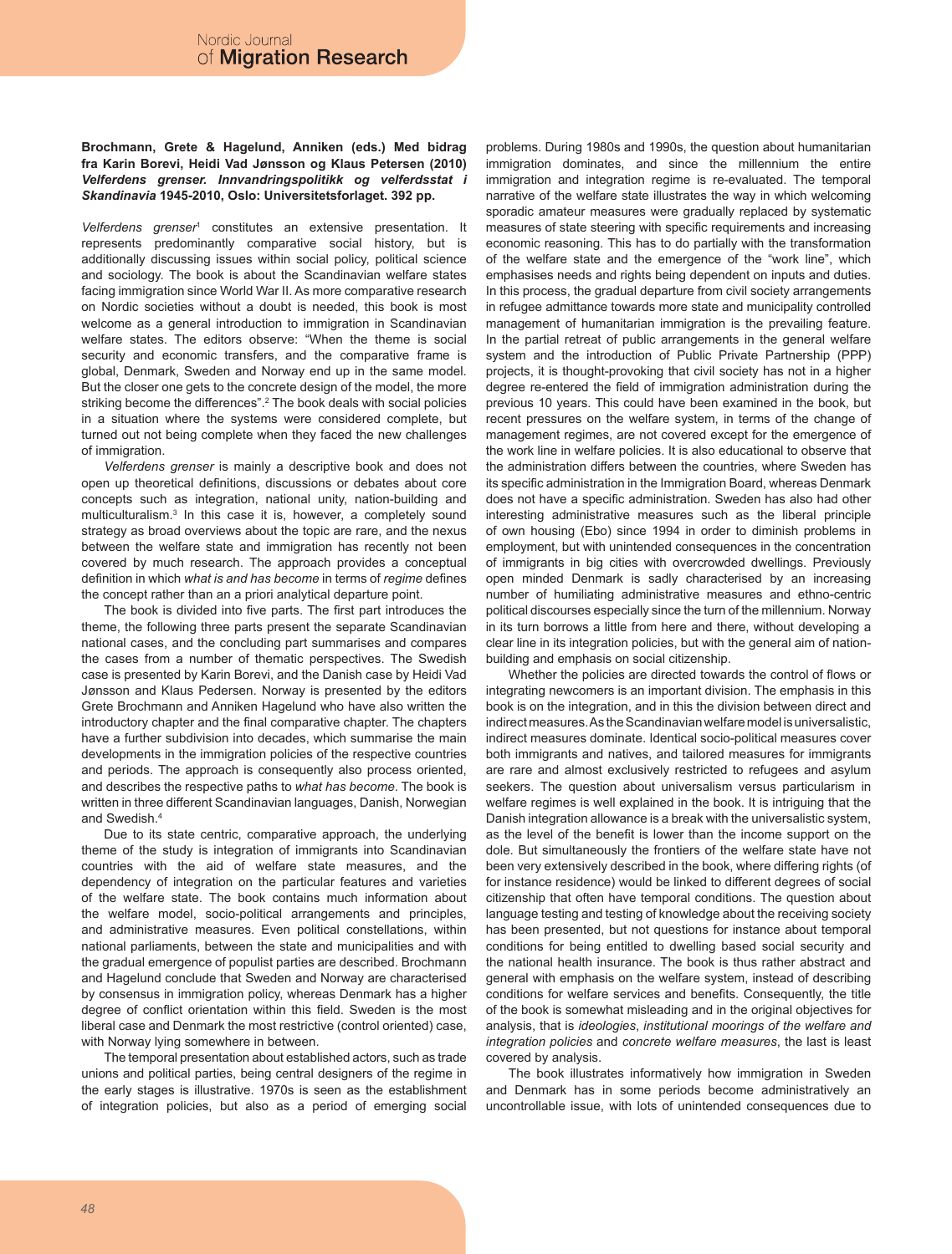**Brochmann, Grete & Hagelund, Anniken (eds.) Med bidrag fra Karin Borevi, Heidi Vad Jønsson og Klaus Petersen (2010) *Velferdens grenser. Innvandringspolitikk og velferdsstat i Skandinavia* 1945-2010, Oslo: Universitetsforlaget. 392 pp.**

*Velferdens grenser*[1] constitutes an extensive presentation. It represents predominantly comparative social history, but is additionally discussing issues within social policy, political science and sociology. The book is about the Scandinavian welfare states facing immigration since World War II. As more comparative research on Nordic societies without a doubt is needed, this book is most welcome as a general introduction to immigration in Scandinavian welfare states. The editors observe: "When the theme is social security and economic transfers, and the comparative frame is global, Denmark, Sweden and Norway end up in the same model. But the closer one gets to the concrete design of the model, the more striking become the differences".[2] The book deals with social policies in a situation where the systems were considered complete, but turned out not being complete when they faced the new challenges of immigration.

*Velferdens grenser* is mainly a descriptive book and does not open up theoretical definitions, discussions or debates about core concepts such as integration, national unity, nation-building and multiculturalism.[3] In this case it is, however, a completely sound strategy as broad overviews about the topic are rare, and the nexus between the welfare state and immigration has recently not been covered by much research. The approach provides a conceptual definition in which *what is and has become* in terms of *regime* defines the concept rather than an a priori analytical departure point.

The book is divided into five parts. The first part introduces the theme, the following three parts present the separate Scandinavian national cases, and the concluding part summarises and compares the cases from a number of thematic perspectives. The Swedish case is presented by Karin Borevi, and the Danish case by Heidi Vad Jønsson and Klaus Pedersen. Norway is presented by the editors Grete Brochmann and Anniken Hagelund who have also written the introductory chapter and the final comparative chapter. The chapters have a further subdivision into decades, which summarise the main developments in the immigration policies of the respective countries and periods. The approach is consequently also process oriented, and describes the respective paths to *what has become*. The book is written in three different Scandinavian languages, Danish, Norwegian and Swedish.[4]

Due to its state centric, comparative approach, the underlying theme of the study is integration of immigrants into Scandinavian countries with the aid of welfare state measures, and the dependency of integration on the particular features and varieties of the welfare state. The book contains much information about the welfare model, socio-political arrangements and principles, and administrative measures. Even political constellations, within national parliaments, between the state and municipalities and with the gradual emergence of populist parties are described. Brochmann and Hagelund conclude that Sweden and Norway are characterised by consensus in immigration policy, whereas Denmark has a higher degree of conflict orientation within this field. Sweden is the most liberal case and Denmark the most restrictive (control oriented) case, with Norway lying somewhere in between.

The temporal presentation about established actors, such as trade unions and political parties, being central designers of the regime in the early stages is illustrative. 1970s is seen as the establishment of integration policies, but also as a period of emerging social problems. During 1980s and 1990s, the question about humanitarian immigration dominates, and since the millennium the entire immigration and integration regime is re-evaluated. The temporal narrative of the welfare state illustrates the way in which welcoming sporadic amateur measures were gradually replaced by systematic measures of state steering with specific requirements and increasing economic reasoning. This has to do partially with the transformation of the welfare state and the emergence of the "work line", which emphasises needs and rights being dependent on inputs and duties. In this process, the gradual departure from civil society arrangements in refugee admittance towards more state and municipality controlled management of humanitarian immigration is the prevailing feature. In the partial retreat of public arrangements in the general welfare system and the introduction of Public Private Partnership (PPP) projects, it is thought-provoking that civil society has not in a higher degree re-entered the field of immigration administration during the previous 10 years. This could have been examined in the book, but recent pressures on the welfare system, in terms of the change of management regimes, are not covered except for the emergence of the work line in welfare policies. It is also educational to observe that the administration differs between the countries, where Sweden has its specific administration in the Immigration Board, whereas Denmark does not have a specific administration. Sweden has also had other interesting administrative measures such as the liberal principle of own housing (Ebo) since 1994 in order to diminish problems in employment, but with unintended consequences in the concentration of immigrants in big cities with overcrowded dwellings. Previously open minded Denmark is sadly characterised by an increasing number of humiliating administrative measures and ethno-centric political discourses especially since the turn of the millennium. Norway in its turn borrows a little from here and there, without developing a clear line in its integration policies, but with the general aim of nation-building and emphasis on social citizenship.

Whether the policies are directed towards the control of flows or integrating newcomers is an important division. The emphasis in this book is on the integration, and in this the division between direct and indirect measures. As the Scandinavian welfare model is universalistic, indirect measures dominate. Identical socio-political measures cover both immigrants and natives, and tailored measures for immigrants are rare and almost exclusively restricted to refugees and asylum seekers. The question about universalism versus particularism in welfare regimes is well explained in the book. It is intriguing that the Danish integration allowance is a break with the universalistic system, as the level of the benefit is lower than the income support on the dole. But simultaneously the frontiers of the welfare state have not been very extensively described in the book, where differing rights (of for instance residence) would be linked to different degrees of social citizenship that often have temporal conditions. The question about language testing and testing of knowledge about the receiving society has been presented, but not questions for instance about temporal conditions for being entitled to dwelling based social security and the national health insurance. The book is thus rather abstract and general with emphasis on the welfare system, instead of describing conditions for welfare services and benefits. Consequently, the title of the book is somewhat misleading and in the original objectives for analysis, that is *ideologies*, *institutional moorings of the welfare and integration policies* and *concrete welfare measures*, the last is least covered by analysis.

The book illustrates informatively how immigration in Sweden and Denmark has in some periods become administratively an uncontrollable issue, with lots of unintended consequences due to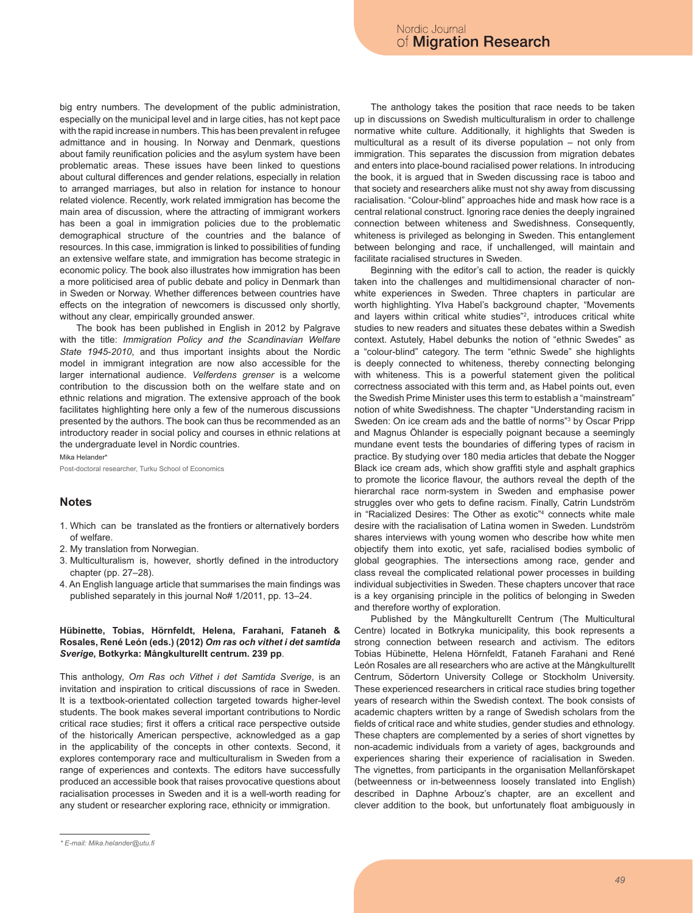big entry numbers. The development of the public administration, especially on the municipal level and in large cities, has not kept pace with the rapid increase in numbers. This has been prevalent in refugee admittance and in housing. In Norway and Denmark, questions about family reunification policies and the asylum system have been problematic areas. These issues have been linked to questions about cultural differences and gender relations, especially in relation to arranged marriages, but also in relation for instance to honour related violence. Recently, work related immigration has become the main area of discussion, where the attracting of immigrant workers has been a goal in immigration policies due to the problematic demographical structure of the countries and the balance of resources. In this case, immigration is linked to possibilities of funding an extensive welfare state, and immigration has become strategic in economic policy. The book also illustrates how immigration has been a more politicised area of public debate and policy in Denmark than in Sweden or Norway. Whether differences between countries have effects on the integration of newcomers is discussed only shortly, without any clear, empirically grounded answer.

The book has been published in English in 2012 by Palgrave with the title: *Immigration Policy and the Scandinavian Welfare State 1945-2010*, and thus important insights about the Nordic model in immigrant integration are now also accessible for the larger international audience. *Velferdens grenser* is a welcome contribution to the discussion both on the welfare state and on ethnic relations and migration. The extensive approach of the book facilitates highlighting here only a few of the numerous discussions presented by the authors. The book can thus be recommended as an introductory reader in social policy and courses in ethnic relations at the undergraduate level in Nordic countries.

Mika Helander*

Post-doctoral researcher, Turku School of Economics

## Notes

1. Which can be translated as the frontiers or alternatively borders of welfare.
2. My translation from Norwegian.
3. Multiculturalism is, however, shortly defined in the introductory chapter (pp. 27–28).
4. An English language article that summarises the main findings was published separately in this journal No# 1/2011, pp. 13–24.

**Hübinette, Tobias, Hörnfeldt, Helena, Farahani, Fataneh & Rosales, René León (eds.) (2012) *Om ras och vithet i det samtida Sverige*, Botkyrka: Mångkulturellt centrum. 239 pp**.

This anthology, *Om Ras och Vithet i det Samtida Sverige*, is an invitation and inspiration to critical discussions of race in Sweden. It is a textbook-orientated collection targeted towards higher-level students. The book makes several important contributions to Nordic critical race studies; first it offers a critical race perspective outside of the historically American perspective, acknowledged as a gap in the applicability of the concepts in other contexts. Second, it explores contemporary race and multiculturalism in Sweden from a range of experiences and contexts. The editors have successfully produced an accessible book that raises provocative questions about racialisation processes in Sweden and it is a well-worth reading for any student or researcher exploring race, ethnicity or immigration.

The anthology takes the position that race needs to be taken up in discussions on Swedish multiculturalism in order to challenge normative white culture. Additionally, it highlights that Sweden is multicultural as a result of its diverse population – not only from immigration. This separates the discussion from migration debates and enters into place-bound racialised power relations. In introducing the book, it is argued that in Sweden discussing race is taboo and that society and researchers alike must not shy away from discussing racialisation. "Colour-blind" approaches hide and mask how race is a central relational construct. Ignoring race denies the deeply ingrained connection between whiteness and Swedishness. Consequently, whiteness is privileged as belonging in Sweden. This entanglement between belonging and race, if unchallenged, will maintain and facilitate racialised structures in Sweden.

Beginning with the editor's call to action, the reader is quickly taken into the challenges and multidimensional character of non-white experiences in Sweden. Three chapters in particular are worth highlighting. Ylva Habel's background chapter, "Movements and layers within critical white studies"[2], introduces critical white studies to new readers and situates these debates within a Swedish context. Astutely, Habel debunks the notion of "ethnic Swedes" as a "colour-blind" category. The term "ethnic Swede" she highlights is deeply connected to whiteness, thereby connecting belonging with whiteness. This is a powerful statement given the political correctness associated with this term and, as Habel points out, even the Swedish Prime Minister uses this term to establish a "mainstream" notion of white Swedishness. The chapter "Understanding racism in Sweden: On ice cream ads and the battle of norms"[3] by Oscar Pripp and Magnus Öhlander is especially poignant because a seemingly mundane event tests the boundaries of differing types of racism in practice. By studying over 180 media articles that debate the Nogger Black ice cream ads, which show graffiti style and asphalt graphics to promote the licorice flavour, the authors reveal the depth of the hierarchal race norm-system in Sweden and emphasise power struggles over who gets to define racism. Finally, Catrin Lundström in "Racialized Desires: The Other as exotic"[4] connects white male desire with the racialisation of Latina women in Sweden. Lundström shares interviews with young women who describe how white men objectify them into exotic, yet safe, racialised bodies symbolic of global geographies. The intersections among race, gender and class reveal the complicated relational power processes in building individual subjectivities in Sweden. These chapters uncover that race is a key organising principle in the politics of belonging in Sweden and therefore worthy of exploration.

Published by the Mångkulturellt Centrum (The Multicultural Centre) located in Botkryka municipality, this book represents a strong connection between research and activism. The editors Tobias Hübinette, Helena Hörnfeldt, Fataneh Farahani and René León Rosales are all researchers who are active at the Mångkulturellt Centrum, Södertorn University College or Stockholm University. These experienced researchers in critical race studies bring together years of research within the Swedish context. The book consists of academic chapters written by a range of Swedish scholars from the fields of critical race and white studies, gender studies and ethnology. These chapters are complemented by a series of short vignettes by non-academic individuals from a variety of ages, backgrounds and experiences sharing their experience of racialisation in Sweden. The vignettes, from participants in the organisation Mellanförskapet (betweenness or in-betweenness loosely translated into English) described in Daphne Arbouz's chapter, are an excellent and clever addition to the book, but unfortunately float ambiguously in

\* E-mail: Mika.helander@utu.fi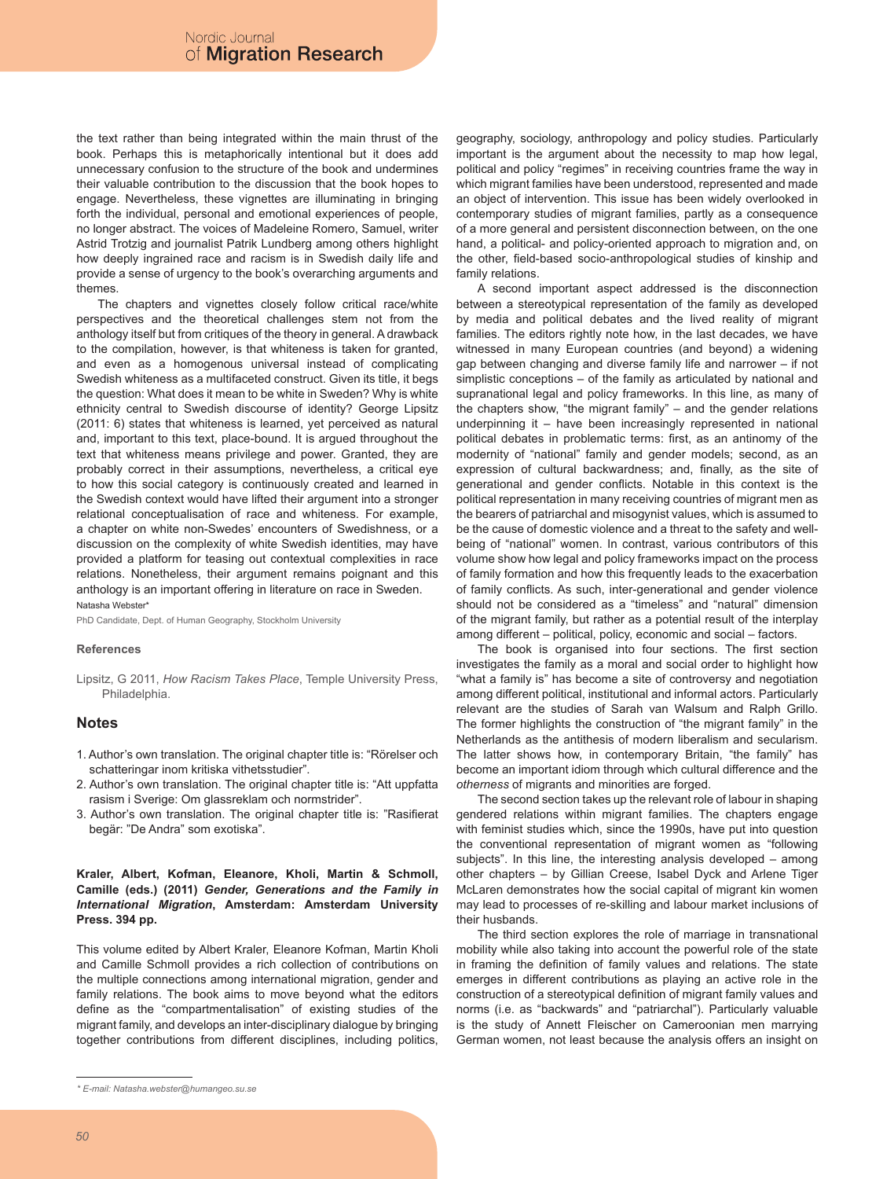the text rather than being integrated within the main thrust of the book. Perhaps this is metaphorically intentional but it does add unnecessary confusion to the structure of the book and undermines their valuable contribution to the discussion that the book hopes to engage. Nevertheless, these vignettes are illuminating in bringing forth the individual, personal and emotional experiences of people, no longer abstract. The voices of Madeleine Romero, Samuel, writer Astrid Trotzig and journalist Patrik Lundberg among others highlight how deeply ingrained race and racism is in Swedish daily life and provide a sense of urgency to the book's overarching arguments and themes.

The chapters and vignettes closely follow critical race/white perspectives and the theoretical challenges stem not from the anthology itself but from critiques of the theory in general. A drawback to the compilation, however, is that whiteness is taken for granted, and even as a homogenous universal instead of complicating Swedish whiteness as a multifaceted construct. Given its title, it begs the question: What does it mean to be white in Sweden? Why is white ethnicity central to Swedish discourse of identity? George Lipsitz (2011: 6) states that whiteness is learned, yet perceived as natural and, important to this text, place-bound. It is argued throughout the text that whiteness means privilege and power. Granted, they are probably correct in their assumptions, nevertheless, a critical eye to how this social category is continuously created and learned in the Swedish context would have lifted their argument into a stronger relational conceptualisation of race and whiteness. For example, a chapter on white non-Swedes' encounters of Swedishness, or a discussion on the complexity of white Swedish identities, may have provided a platform for teasing out contextual complexities in race relations. Nonetheless, their argument remains poignant and this anthology is an important offering in literature on race in Sweden.

Natasha Webster*

PhD Candidate, Dept. of Human Geography, Stockholm University

#### References

Lipsitz, G 2011, *How Racism Takes Place*, Temple University Press, Philadelphia.

### Notes

1. Author's own translation. The original chapter title is: "Rörelser och schatteringar inom kritiska vithetsstudier".
2. Author's own translation. The original chapter title is: "Att uppfatta rasism i Sverige: Om glassreklam och normstrider".
3. Author's own translation. The original chapter title is: "Rasifierat begär: "De Andra" som exotiska".

**Kraler, Albert, Kofman, Eleanore, Kholi, Martin & Schmoll, Camille (eds.) (2011) *Gender, Generations and the Family in International Migration*, Amsterdam: Amsterdam University Press. 394 pp.**

This volume edited by Albert Kraler, Eleanore Kofman, Martin Kholi and Camille Schmoll provides a rich collection of contributions on the multiple connections among international migration, gender and family relations. The book aims to move beyond what the editors define as the "compartmentalisation" of existing studies of the migrant family, and develops an inter-disciplinary dialogue by bringing together contributions from different disciplines, including politics, geography, sociology, anthropology and policy studies. Particularly important is the argument about the necessity to map how legal, political and policy "regimes" in receiving countries frame the way in which migrant families have been understood, represented and made an object of intervention. This issue has been widely overlooked in contemporary studies of migrant families, partly as a consequence of a more general and persistent disconnection between, on the one hand, a political- and policy-oriented approach to migration and, on the other, field-based socio-anthropological studies of kinship and family relations.

A second important aspect addressed is the disconnection between a stereotypical representation of the family as developed by media and political debates and the lived reality of migrant families. The editors rightly note how, in the last decades, we have witnessed in many European countries (and beyond) a widening gap between changing and diverse family life and narrower – if not simplistic conceptions – of the family as articulated by national and supranational legal and policy frameworks. In this line, as many of the chapters show, "the migrant family" – and the gender relations underpinning it – have been increasingly represented in national political debates in problematic terms: first, as an antinomy of the modernity of "national" family and gender models; second, as an expression of cultural backwardness; and, finally, as the site of generational and gender conflicts. Notable in this context is the political representation in many receiving countries of migrant men as the bearers of patriarchal and misogynist values, which is assumed to be the cause of domestic violence and a threat to the safety and well-being of "national" women. In contrast, various contributors of this volume show how legal and policy frameworks impact on the process of family formation and how this frequently leads to the exacerbation of family conflicts. As such, inter-generational and gender violence should not be considered as a "timeless" and "natural" dimension of the migrant family, but rather as a potential result of the interplay among different – political, policy, economic and social – factors.

The book is organised into four sections. The first section investigates the family as a moral and social order to highlight how "what a family is" has become a site of controversy and negotiation among different political, institutional and informal actors. Particularly relevant are the studies of Sarah van Walsum and Ralph Grillo. The former highlights the construction of "the migrant family" in the Netherlands as the antithesis of modern liberalism and secularism. The latter shows how, in contemporary Britain, "the family" has become an important idiom through which cultural difference and the *otherness* of migrants and minorities are forged.

The second section takes up the relevant role of labour in shaping gendered relations within migrant families. The chapters engage with feminist studies which, since the 1990s, have put into question the conventional representation of migrant women as "following subjects". In this line, the interesting analysis developed – among other chapters – by Gillian Creese, Isabel Dyck and Arlene Tiger McLaren demonstrates how the social capital of migrant kin women may lead to processes of re-skilling and labour market inclusions of their husbands.

The third section explores the role of marriage in transnational mobility while also taking into account the powerful role of the state in framing the definition of family values and relations. The state emerges in different contributions as playing an active role in the construction of a stereotypical definition of migrant family values and norms (i.e. as "backwards" and "patriarchal"). Particularly valuable is the study of Annett Fleischer on Cameroonian men marrying German women, not least because the analysis offers an insight on

\* E-mail: Natasha.webster@humangeo.su.se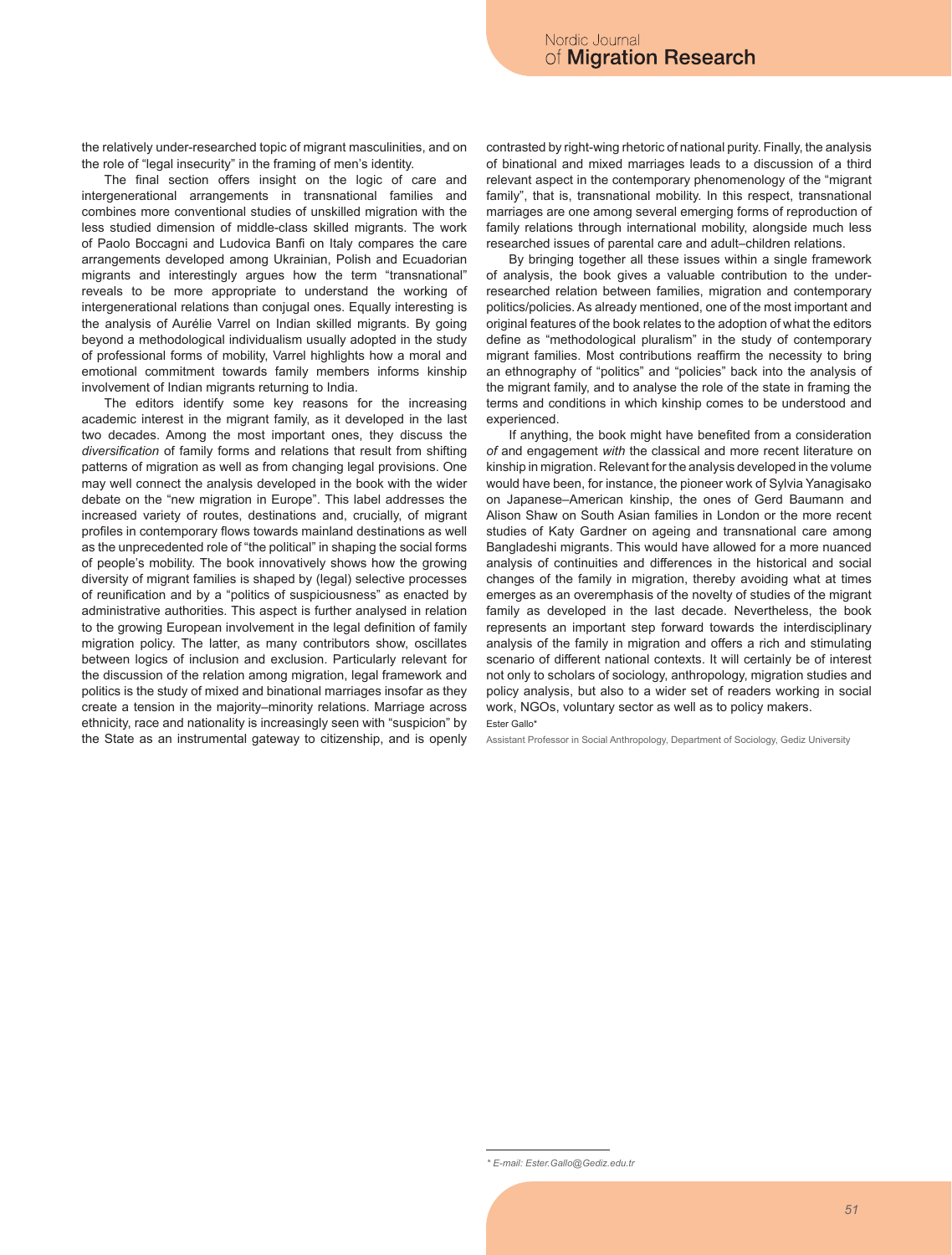the relatively under-researched topic of migrant masculinities, and on the role of "legal insecurity" in the framing of men's identity.

The final section offers insight on the logic of care and intergenerational arrangements in transnational families and combines more conventional studies of unskilled migration with the less studied dimension of middle-class skilled migrants. The work of Paolo Boccagni and Ludovica Banfi on Italy compares the care arrangements developed among Ukrainian, Polish and Ecuadorian migrants and interestingly argues how the term "transnational" reveals to be more appropriate to understand the working of intergenerational relations than conjugal ones. Equally interesting is the analysis of Aurélie Varrel on Indian skilled migrants. By going beyond a methodological individualism usually adopted in the study of professional forms of mobility, Varrel highlights how a moral and emotional commitment towards family members informs kinship involvement of Indian migrants returning to India.

The editors identify some key reasons for the increasing academic interest in the migrant family, as it developed in the last two decades. Among the most important ones, they discuss the *diversification* of family forms and relations that result from shifting patterns of migration as well as from changing legal provisions. One may well connect the analysis developed in the book with the wider debate on the "new migration in Europe". This label addresses the increased variety of routes, destinations and, crucially, of migrant profiles in contemporary flows towards mainland destinations as well as the unprecedented role of "the political" in shaping the social forms of people's mobility. The book innovatively shows how the growing diversity of migrant families is shaped by (legal) selective processes of reunification and by a "politics of suspiciousness" as enacted by administrative authorities. This aspect is further analysed in relation to the growing European involvement in the legal definition of family migration policy. The latter, as many contributors show, oscillates between logics of inclusion and exclusion. Particularly relevant for the discussion of the relation among migration, legal framework and politics is the study of mixed and binational marriages insofar as they create a tension in the majority–minority relations. Marriage across ethnicity, race and nationality is increasingly seen with "suspicion" by the State as an instrumental gateway to citizenship, and is openly contrasted by right-wing rhetoric of national purity. Finally, the analysis of binational and mixed marriages leads to a discussion of a third relevant aspect in the contemporary phenomenology of the "migrant family", that is, transnational mobility. In this respect, transnational marriages are one among several emerging forms of reproduction of family relations through international mobility, alongside much less researched issues of parental care and adult–children relations.

By bringing together all these issues within a single framework of analysis, the book gives a valuable contribution to the under-researched relation between families, migration and contemporary politics/policies. As already mentioned, one of the most important and original features of the book relates to the adoption of what the editors define as "methodological pluralism" in the study of contemporary migrant families. Most contributions reaffirm the necessity to bring an ethnography of "politics" and "policies" back into the analysis of the migrant family, and to analyse the role of the state in framing the terms and conditions in which kinship comes to be understood and experienced.

If anything, the book might have benefited from a consideration *of* and engagement *with* the classical and more recent literature on kinship in migration. Relevant for the analysis developed in the volume would have been, for instance, the pioneer work of Sylvia Yanagisako on Japanese–American kinship, the ones of Gerd Baumann and Alison Shaw on South Asian families in London or the more recent studies of Katy Gardner on ageing and transnational care among Bangladeshi migrants. This would have allowed for a more nuanced analysis of continuities and differences in the historical and social changes of the family in migration, thereby avoiding what at times emerges as an overemphasis of the novelty of studies of the migrant family as developed in the last decade. Nevertheless, the book represents an important step forward towards the interdisciplinary analysis of the family in migration and offers a rich and stimulating scenario of different national contexts. It will certainly be of interest not only to scholars of sociology, anthropology, migration studies and policy analysis, but also to a wider set of readers working in social work, NGOs, voluntary sector as well as to policy makers.

Ester Gallo*

Assistant Professor in Social Anthropology, Department of Sociology, Gediz University

\* E-mail: Ester.Gallo@Gediz.edu.tr